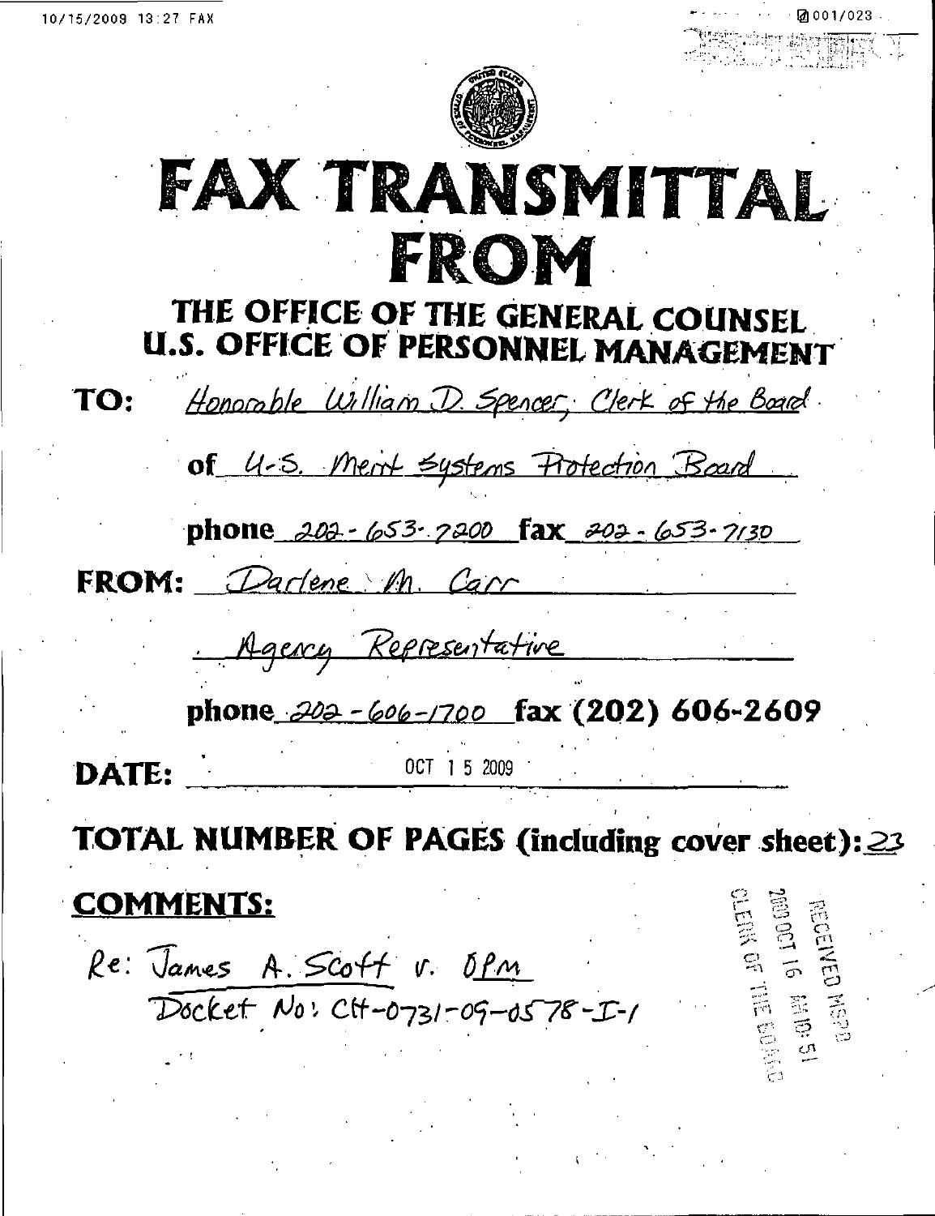# FAX TRANSMITTAL FROM

## THE OFFICE OF THE GENERAL COUNSEL U.S. OFFICE OF PERSONNEL MANAGEMENT

**TO:** Honorable William D. Spencer, Clerk of the Board

**of** U.S. Merit Systems Protection Board

**phone** 202-653-7200 **fax** 202-653-7130

**FROM:** Darlene M. Carr

Agency Representative

**phone** 202-606-1700 **fax (202) 606-2609**

**DATE:** OCT 15 2009

**TOTAL NUMBER OF PAGES (including cover sheet):** 23

**COMMENTS:**

Re: James A. Scott v. OPM
Docket No: CH-0731-09-0578-I-1

RECEIVED MSPB
2009 OCT 16 AM 10:51
CLERK OF THE BOARD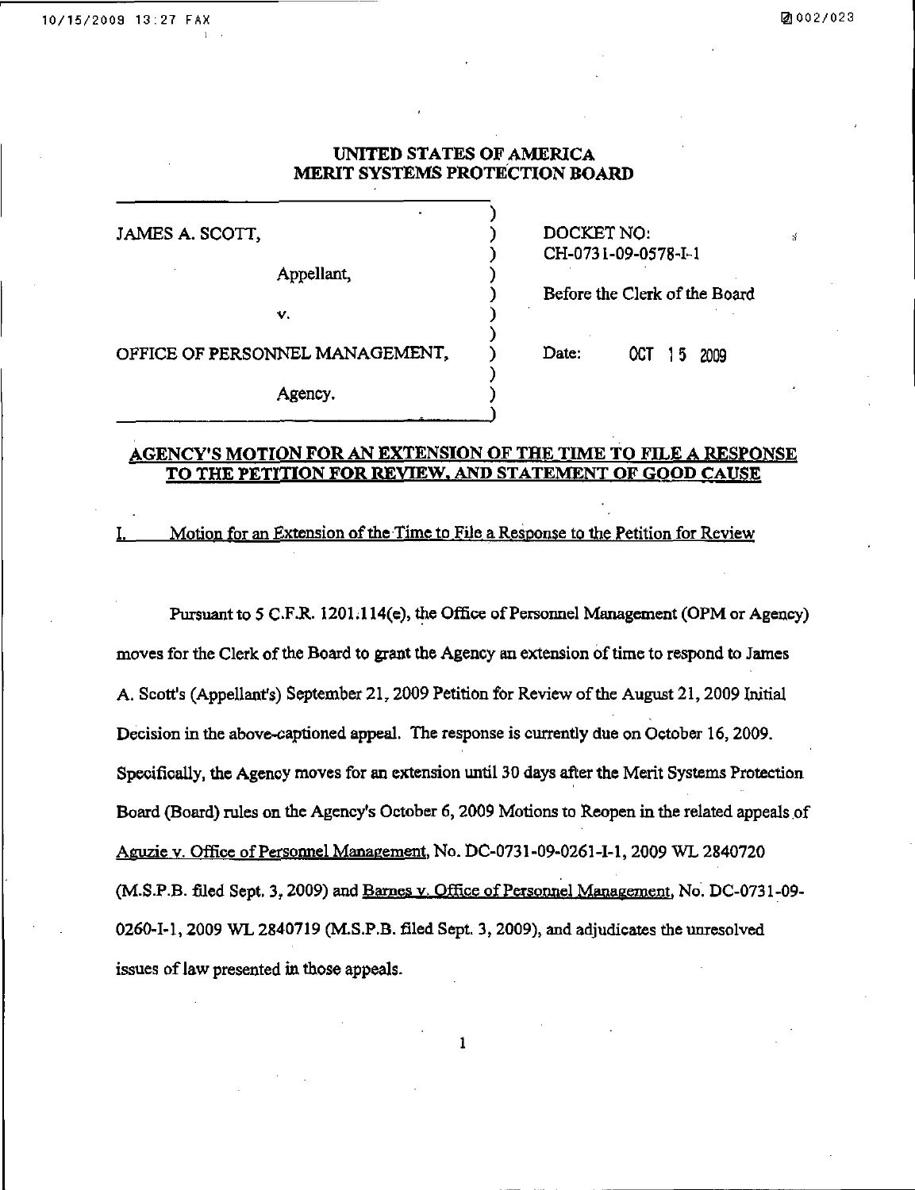# UNITED STATES OF AMERICA
# MERIT SYSTEMS PROTECTION BOARD

| | |
|---|---|
| JAMES A. SCOTT,<br><br>Appellant,<br><br>v.<br><br>OFFICE OF PERSONNEL MANAGEMENT,<br><br>Agency. | DOCKET NO:<br>CH-0731-09-0578-I-1<br><br>Before the Clerk of the Board<br><br>Date: OCT 15 2009 |

## AGENCY'S MOTION FOR AN EXTENSION OF THE TIME TO FILE A RESPONSE TO THE PETITION FOR REVIEW, AND STATEMENT OF GOOD CAUSE

### I. Motion for an Extension of the Time to File a Response to the Petition for Review

Pursuant to 5 C.F.R. 1201.114(e), the Office of Personnel Management (OPM or Agency) moves for the Clerk of the Board to grant the Agency an extension of time to respond to James A. Scott's (Appellant's) September 21, 2009 Petition for Review of the August 21, 2009 Initial Decision in the above-captioned appeal. The response is currently due on October 16, 2009. Specifically, the Agency moves for an extension until 30 days after the Merit Systems Protection Board (Board) rules on the Agency's October 6, 2009 Motions to Reopen in the related appeals of Aguzie v. Office of Personnel Management, No. DC-0731-09-0261-I-1, 2009 WL 2840720 (M.S.P.B. filed Sept. 3, 2009) and Barnes v. Office of Personnel Management, No. DC-0731-09-0260-I-1, 2009 WL 2840719 (M.S.P.B. filed Sept. 3, 2009), and adjudicates the unresolved issues of law presented in those appeals.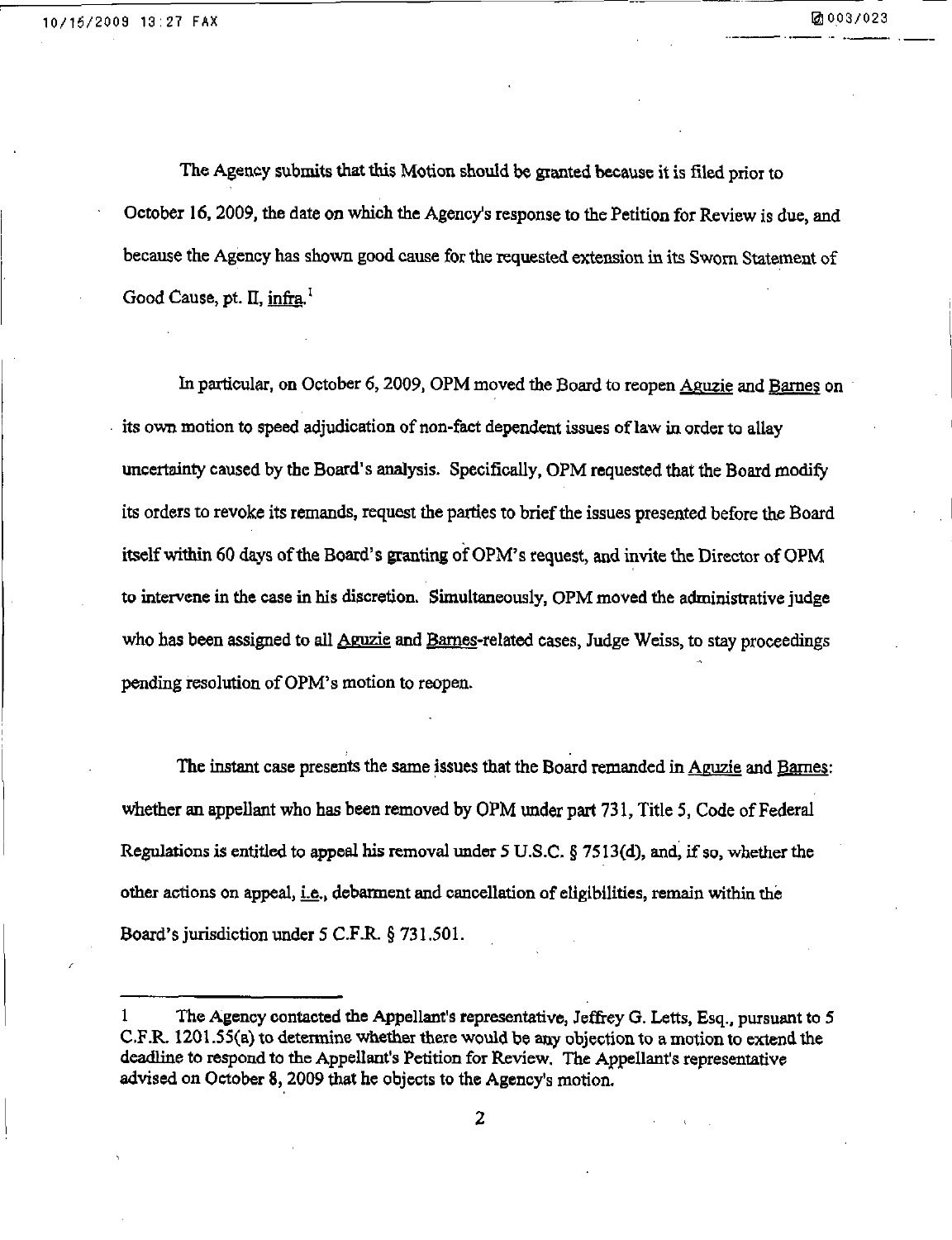The Agency submits that this Motion should be granted because it is filed prior to October 16, 2009, the date on which the Agency's response to the Petition for Review is due, and because the Agency has shown good cause for the requested extension in its Sworn Statement of Good Cause, pt. II, infra.[1]

In particular, on October 6, 2009, OPM moved the Board to reopen Aguzie and Barnes on its own motion to speed adjudication of non-fact dependent issues of law in order to allay uncertainty caused by the Board's analysis. Specifically, OPM requested that the Board modify its orders to revoke its remands, request the parties to brief the issues presented before the Board itself within 60 days of the Board's granting of OPM's request, and invite the Director of OPM to intervene in the case in his discretion. Simultaneously, OPM moved the administrative judge who has been assigned to all Aguzie and Barnes-related cases, Judge Weiss, to stay proceedings pending resolution of OPM's motion to reopen.

The instant case presents the same issues that the Board remanded in Aguzie and Barnes: whether an appellant who has been removed by OPM under part 731, Title 5, Code of Federal Regulations is entitled to appeal his removal under 5 U.S.C. § 7513(d), and, if so, whether the other actions on appeal, i.e., debarment and cancellation of eligibilities, remain within the Board's jurisdiction under 5 C.F.R. § 731.501.

---

1 The Agency contacted the Appellant's representative, Jeffrey G. Letts, Esq., pursuant to 5 C.F.R. 1201.55(a) to determine whether there would be any objection to a motion to extend the deadline to respond to the Appellant's Petition for Review. The Appellant's representative advised on October 8, 2009 that he objects to the Agency's motion.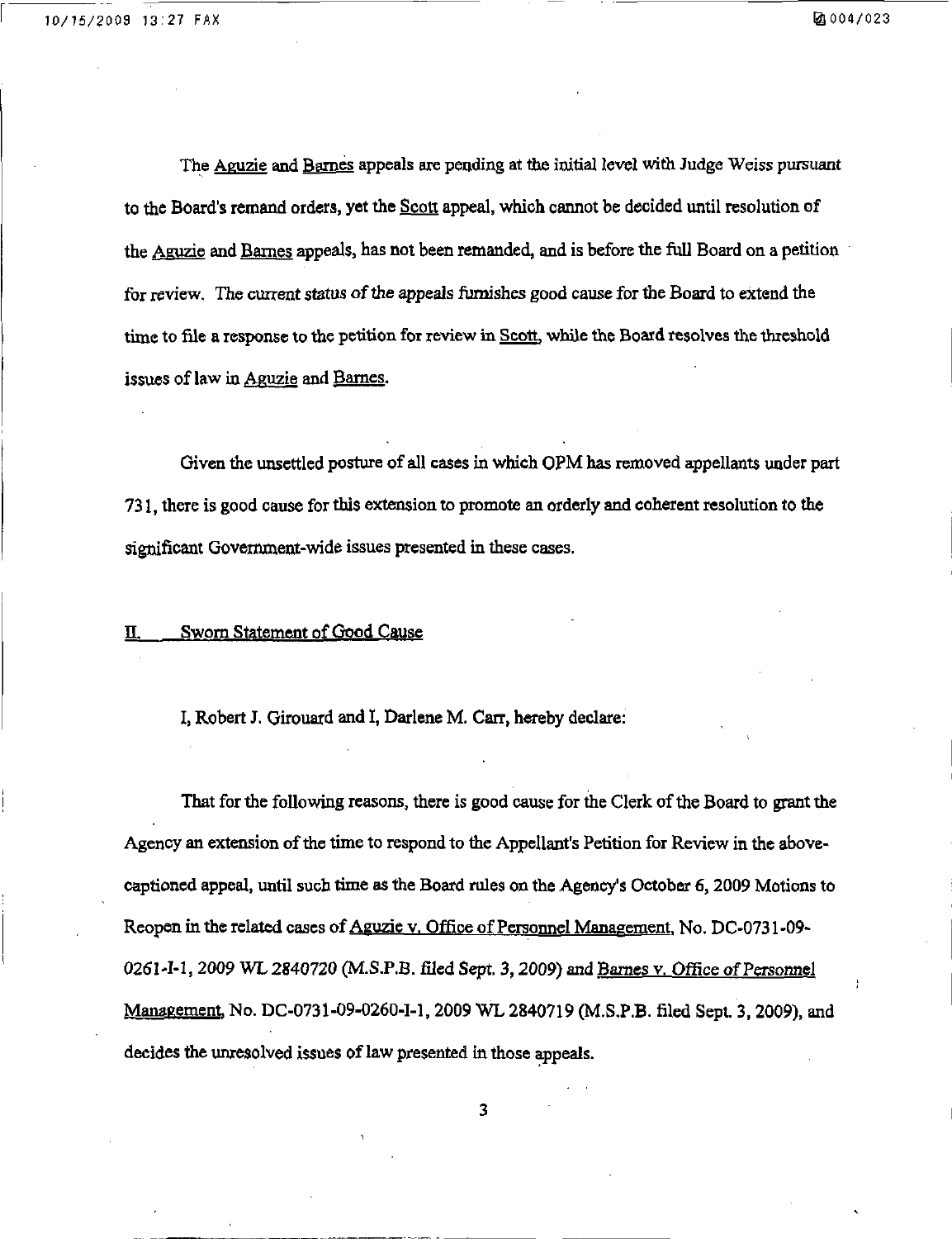The Aguzie and Barnes appeals are pending at the initial level with Judge Weiss pursuant to the Board's remand orders, yet the Scott appeal, which cannot be decided until resolution of the Aguzie and Barnes appeals, has not been remanded, and is before the full Board on a petition for review. The current status of the appeals furnishes good cause for the Board to extend the time to file a response to the petition for review in Scott, while the Board resolves the threshold issues of law in Aguzie and Barnes.

Given the unsettled posture of all cases in which OPM has removed appellants under part 731, there is good cause for this extension to promote an orderly and coherent resolution to the significant Government-wide issues presented in these cases.

## II. Sworn Statement of Good Cause

I, Robert J. Girouard and I, Darlene M. Carr, hereby declare:

That for the following reasons, there is good cause for the Clerk of the Board to grant the Agency an extension of the time to respond to the Appellant's Petition for Review in the above-captioned appeal, until such time as the Board rules on the Agency's October 6, 2009 Motions to Reopen in the related cases of Aguzie v. Office of Personnel Management, No. DC-0731-09-0261-I-1, 2009 WL 2840720 (M.S.P.B. filed Sept. 3, 2009) and Barnes v. Office of Personnel Management, No. DC-0731-09-0260-I-1, 2009 WL 2840719 (M.S.P.B. filed Sept. 3, 2009), and decides the unresolved issues of law presented in those appeals.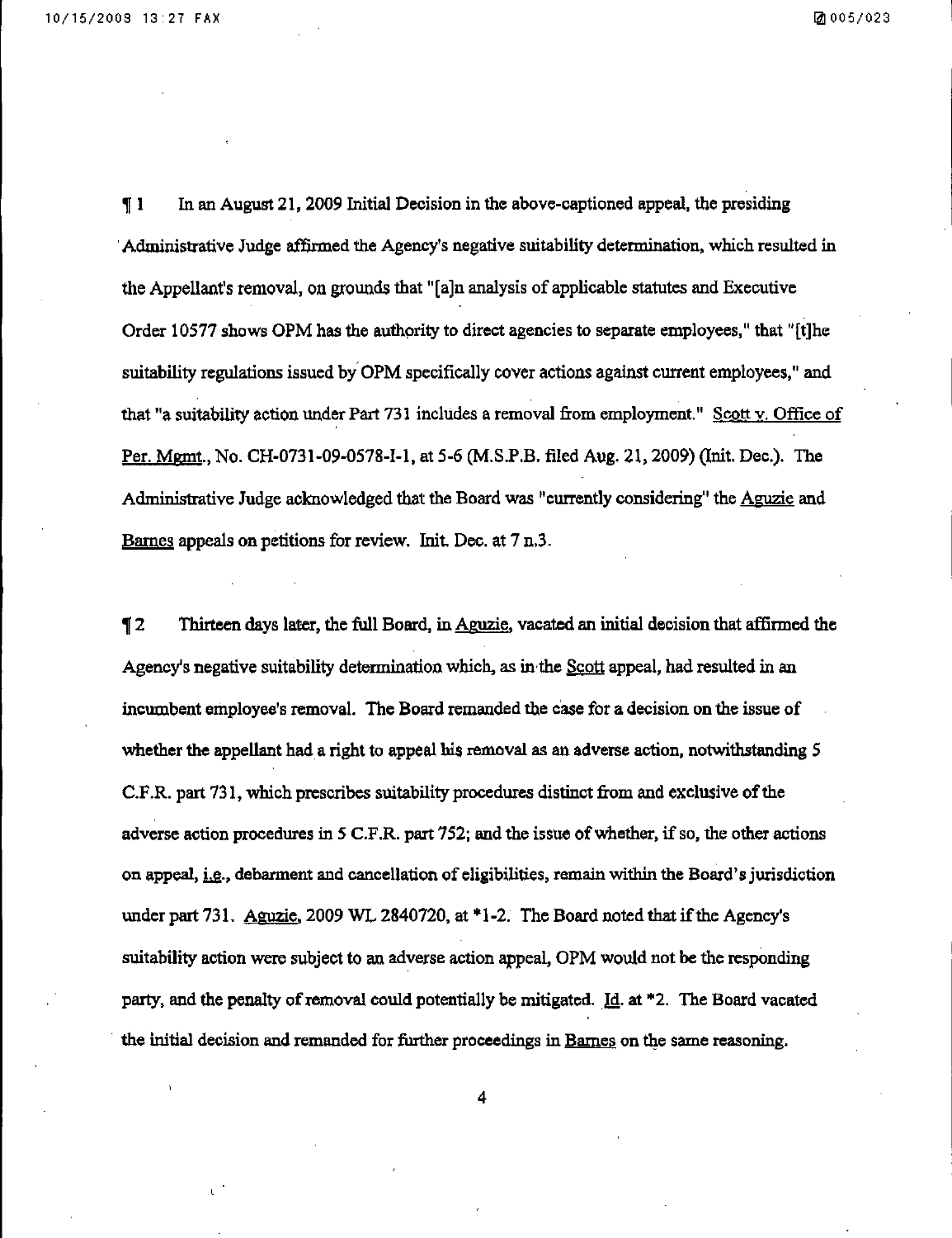¶ 1 In an August 21, 2009 Initial Decision in the above-captioned appeal, the presiding Administrative Judge affirmed the Agency's negative suitability determination, which resulted in the Appellant's removal, on grounds that "[a]n analysis of applicable statutes and Executive Order 10577 shows OPM has the authority to direct agencies to separate employees," that "[t]he suitability regulations issued by OPM specifically cover actions against current employees," and that "a suitability action under Part 731 includes a removal from employment." Scott v. Office of Per. Mgmt., No. CH-0731-09-0578-I-1, at 5-6 (M.S.P.B. filed Aug. 21, 2009) (Init. Dec.). The Administrative Judge acknowledged that the Board was "currently considering" the Aguzie and Barnes appeals on petitions for review. Init. Dec. at 7 n.3.

¶ 2 Thirteen days later, the full Board, in Aguzie, vacated an initial decision that affirmed the Agency's negative suitability determination which, as in the Scott appeal, had resulted in an incumbent employee's removal. The Board remanded the case for a decision on the issue of whether the appellant had a right to appeal his removal as an adverse action, notwithstanding 5 C.F.R. part 731, which prescribes suitability procedures distinct from and exclusive of the adverse action procedures in 5 C.F.R. part 752; and the issue of whether, if so, the other actions on appeal, i.e., debarment and cancellation of eligibilities, remain within the Board's jurisdiction under part 731. Aguzie, 2009 WL 2840720, at *1-2. The Board noted that if the Agency's suitability action were subject to an adverse action appeal, OPM would not be the responding party, and the penalty of removal could potentially be mitigated. Id. at *2. The Board vacated the initial decision and remanded for further proceedings in Barnes on the same reasoning.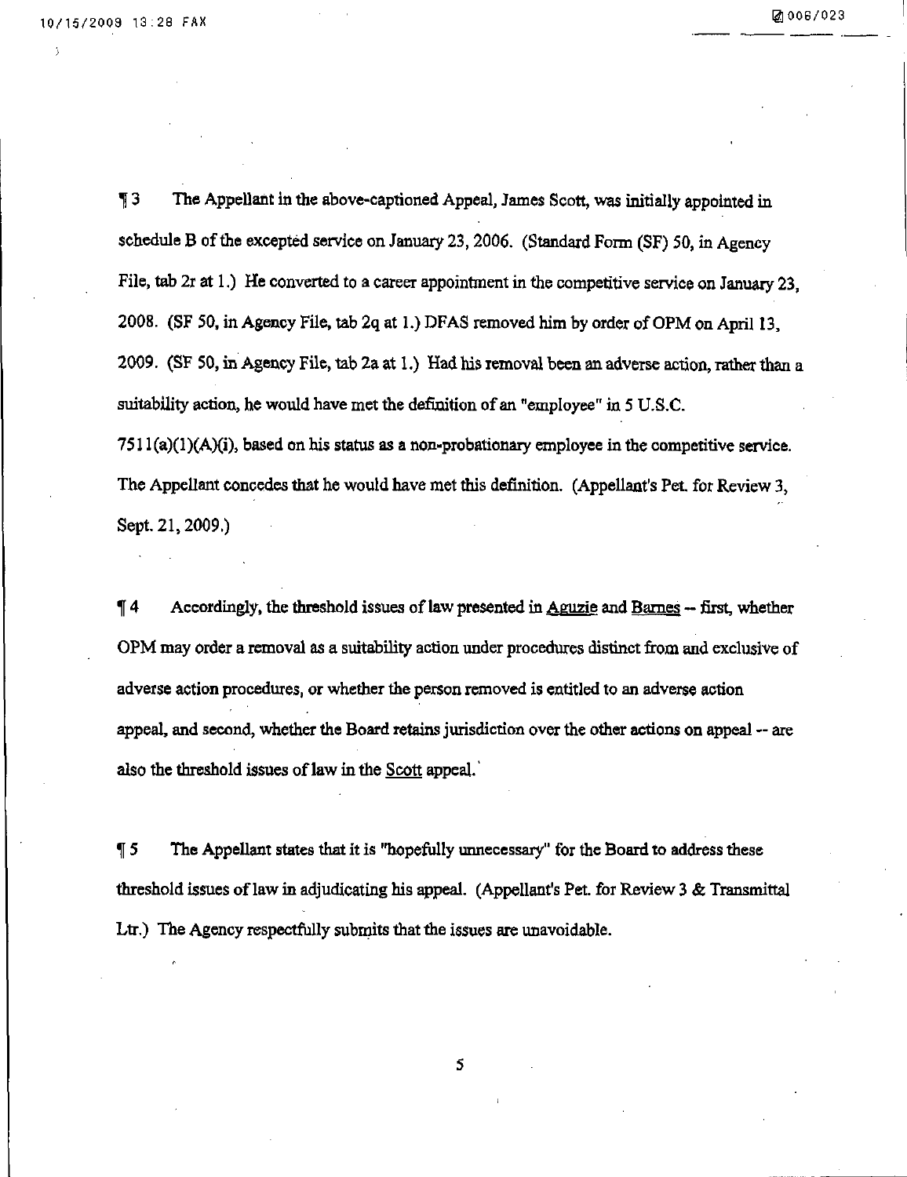¶ 3 The Appellant in the above-captioned Appeal, James Scott, was initially appointed in schedule B of the excepted service on January 23, 2006. (Standard Form (SF) 50, in Agency File, tab 2r at 1.) He converted to a career appointment in the competitive service on January 23, 2008. (SF 50, in Agency File, tab 2q at 1.) DFAS removed him by order of OPM on April 13, 2009. (SF 50, in Agency File, tab 2a at 1.) Had his removal been an adverse action, rather than a suitability action, he would have met the definition of an "employee" in 5 U.S.C. 7511(a)(1)(A)(i), based on his status as a non-probationary employee in the competitive service. The Appellant concedes that he would have met this definition. (Appellant's Pet. for Review 3, Sept. 21, 2009.)

¶ 4 Accordingly, the threshold issues of law presented in Aguzie and Barnes -- first, whether OPM may order a removal as a suitability action under procedures distinct from and exclusive of adverse action procedures, or whether the person removed is entitled to an adverse action appeal, and second, whether the Board retains jurisdiction over the other actions on appeal -- are also the threshold issues of law in the Scott appeal.

¶ 5 The Appellant states that it is "hopefully unnecessary" for the Board to address these threshold issues of law in adjudicating his appeal. (Appellant's Pet. for Review 3 & Transmittal Ltr.) The Agency respectfully submits that the issues are unavoidable.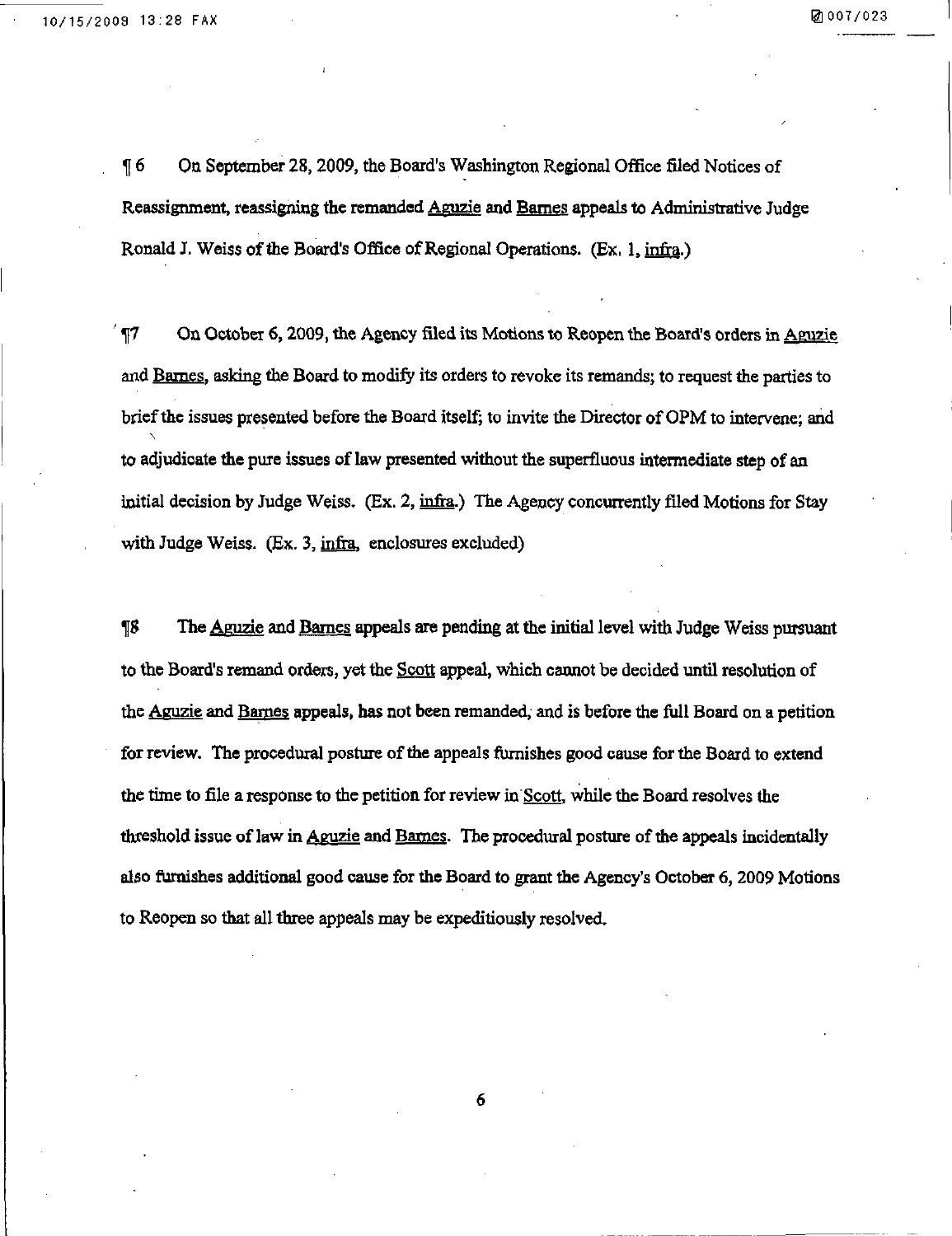¶ 6 On September 28, 2009, the Board's Washington Regional Office filed Notices of Reassignment, reassigning the remanded Aguzie and Barnes appeals to Administrative Judge Ronald J. Weiss of the Board's Office of Regional Operations. (Ex. 1, infra.)

¶7 On October 6, 2009, the Agency filed its Motions to Reopen the Board's orders in Aguzie and Barnes, asking the Board to modify its orders to revoke its remands; to request the parties to brief the issues presented before the Board itself; to invite the Director of OPM to intervene; and to adjudicate the pure issues of law presented without the superfluous intermediate step of an initial decision by Judge Weiss. (Ex. 2, infra.) The Agency concurrently filed Motions for Stay with Judge Weiss. (Ex. 3, infra, enclosures excluded)

¶8 The Aguzie and Barnes appeals are pending at the initial level with Judge Weiss pursuant to the Board's remand orders, yet the Scott appeal, which cannot be decided until resolution of the Aguzie and Barnes appeals, has not been remanded, and is before the full Board on a petition for review. The procedural posture of the appeals furnishes good cause for the Board to extend the time to file a response to the petition for review in Scott, while the Board resolves the threshold issue of law in Aguzie and Barnes. The procedural posture of the appeals incidentally also furnishes additional good cause for the Board to grant the Agency's October 6, 2009 Motions to Reopen so that all three appeals may be expeditiously resolved.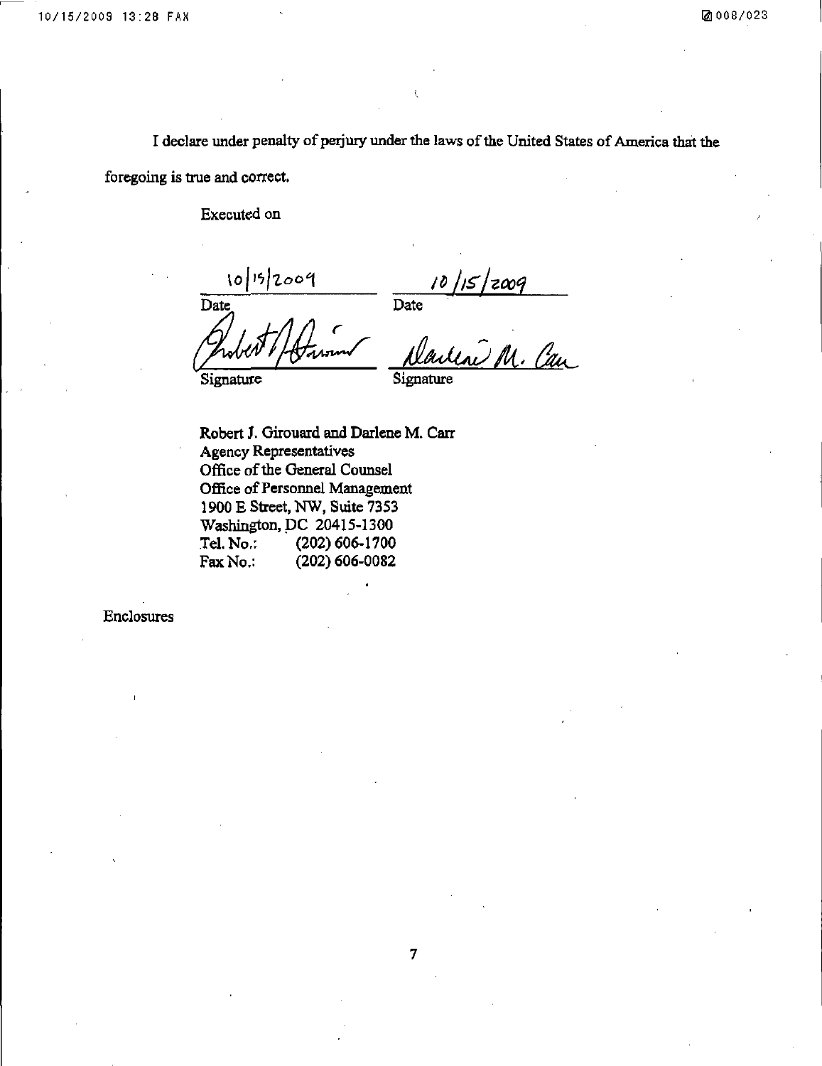I declare under penalty of perjury under the laws of the United States of America that the foregoing is true and correct.

Executed on

| 10/15/2009 | 10/15/2009 |
| --- | --- |
| Date | Date |
| [signature] | Darlene M. Carr |
| Signature | Signature |

Robert J. Girouard and Darlene M. Carr
Agency Representatives
Office of the General Counsel
Office of Personnel Management
1900 E Street, NW, Suite 7353
Washington, DC 20415-1300
Tel. No.: (202) 606-1700
Fax No.: (202) 606-0082

Enclosures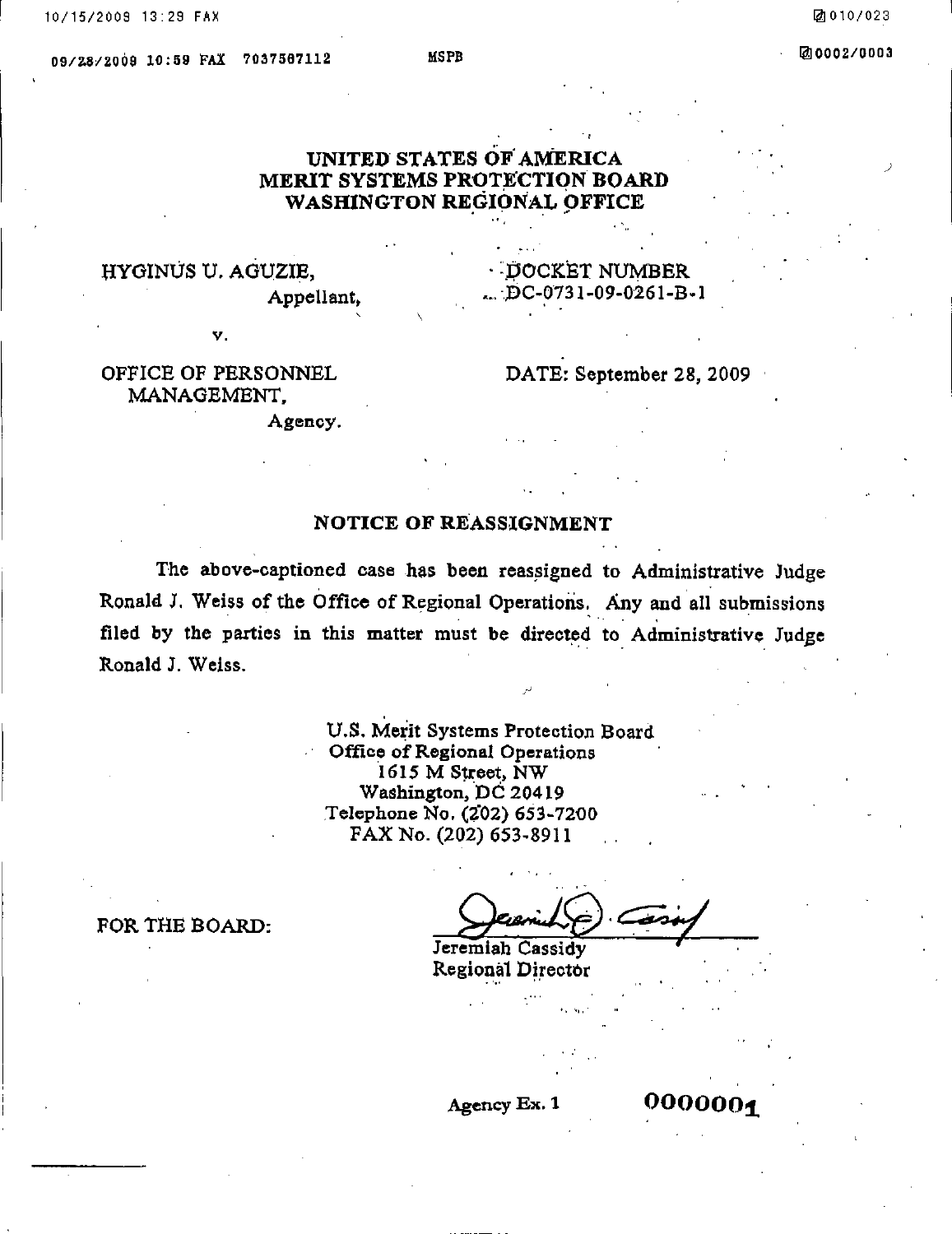# UNITED STATES OF AMERICA
# MERIT SYSTEMS PROTECTION BOARD
# WASHINGTON REGIONAL OFFICE

HYGINUS U. AGUZIE,
Appellant,

v.

OFFICE OF PERSONNEL MANAGEMENT,
Agency.

DOCKET NUMBER
DC-0731-09-0261-B-1

DATE: September 28, 2009

## NOTICE OF REASSIGNMENT

The above-captioned case has been reassigned to Administrative Judge Ronald J. Weiss of the Office of Regional Operations. Any and all submissions filed by the parties in this matter must be directed to Administrative Judge Ronald J. Weiss.

U.S. Merit Systems Protection Board
Office of Regional Operations
1615 M Street, NW
Washington, DC 20419
Telephone No. (202) 653-7200
FAX No. (202) 653-8911

FOR THE BOARD:

Jeremiah Cassidy
Regional Director

Agency Ex. 1 0000001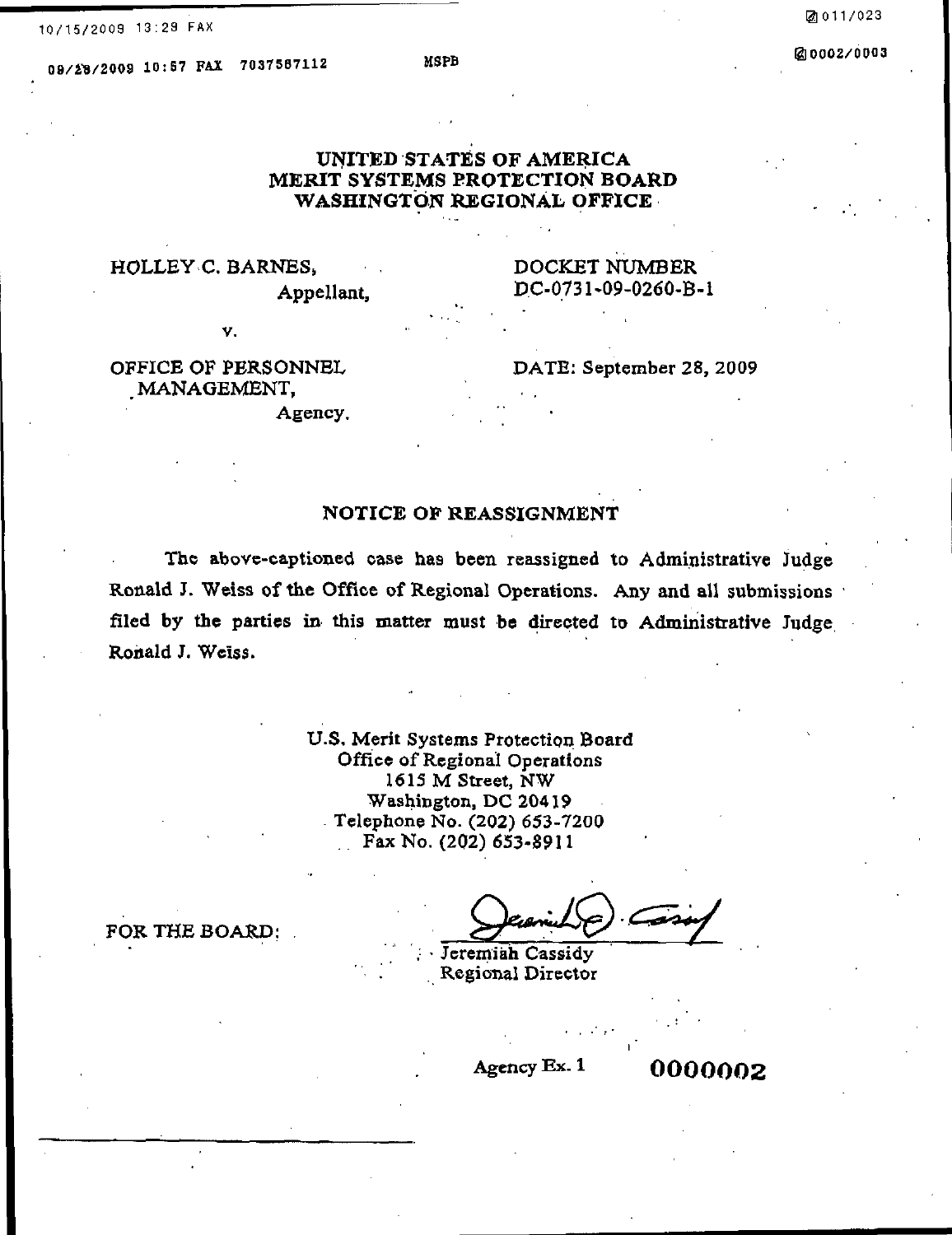# UNITED STATES OF AMERICA
# MERIT SYSTEMS PROTECTION BOARD
# WASHINGTON REGIONAL OFFICE

HOLLEY C. BARNES,
Appellant,

v.

OFFICE OF PERSONNEL MANAGEMENT,
Agency.

DOCKET NUMBER
DC-0731-09-0260-B-1

DATE: September 28, 2009

## NOTICE OF REASSIGNMENT

The above-captioned case has been reassigned to Administrative Judge Ronald J. Weiss of the Office of Regional Operations. Any and all submissions filed by the parties in this matter must be directed to Administrative Judge Ronald J. Weiss.

U.S. Merit Systems Protection Board
Office of Regional Operations
1615 M Street, NW
Washington, DC 20419
Telephone No. (202) 653-7200
Fax No. (202) 653-8911

FOR THE BOARD:

Jeremiah Cassidy
Regional Director

Agency Ex. 1 0000002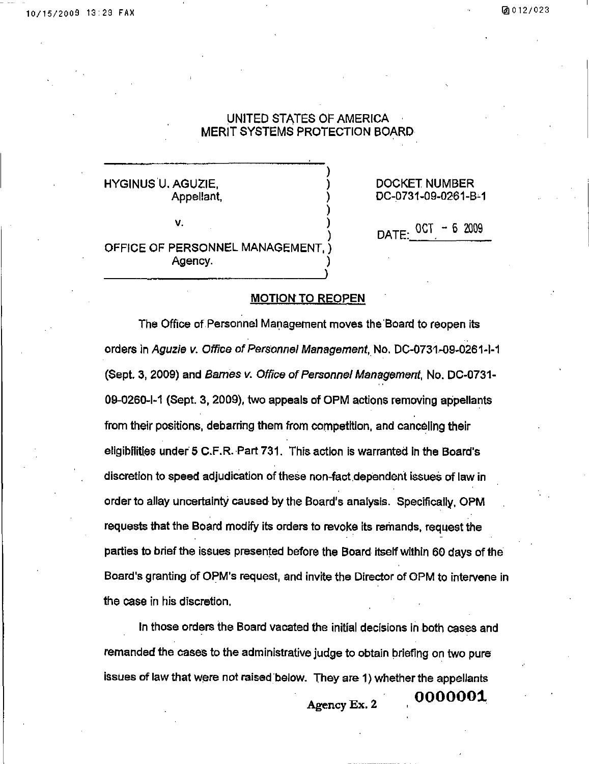UNITED STATES OF AMERICA
MERIT SYSTEMS PROTECTION BOARD

| | |
|---|---|
| HYGINUS U. AGUZIE,<br>Appellant,<br><br>v.<br><br>OFFICE OF PERSONNEL MANAGEMENT,<br>Agency. | DOCKET NUMBER<br>DC-0731-09-0261-B-1<br><br>DATE: OCT - 6 2009 |

## MOTION TO REOPEN

The Office of Personnel Management moves the Board to reopen its orders in *Aguzie v. Office of Personnel Management*, No. DC-0731-09-0261-I-1 (Sept. 3, 2009) and *Barnes v. Office of Personnel Management*, No. DC-0731-09-0260-I-1 (Sept. 3, 2009), two appeals of OPM actions removing appellants from their positions, debarring them from competition, and canceling their eligibilities under 5 C.F.R. Part 731. This action is warranted in the Board's discretion to speed adjudication of these non-fact dependent issues of law in order to allay uncertainty caused by the Board's analysis. Specifically, OPM requests that the Board modify its orders to revoke its remands, request the parties to brief the issues presented before the Board itself within 60 days of the Board's granting of OPM's request, and invite the Director of OPM to intervene in the case in his discretion.

In those orders the Board vacated the initial decisions in both cases and remanded the cases to the administrative judge to obtain briefing on two pure issues of law that were not raised below. They are 1) whether the appellants

Agency Ex. 2 0000001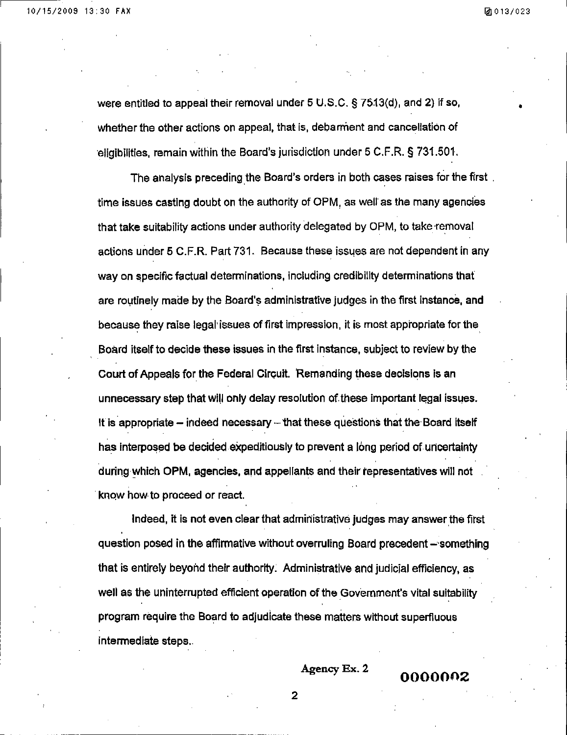were entitled to appeal their removal under 5 U.S.C. § 7513(d), and 2) if so, whether the other actions on appeal, that is, debarment and cancellation of eligibilities, remain within the Board's jurisdiction under 5 C.F.R. § 731.501.

The analysis preceding the Board's orders in both cases raises for the first time issues casting doubt on the authority of OPM, as well as the many agencies that take suitability actions under authority delegated by OPM, to take removal actions under 5 C.F.R. Part 731. Because these issues are not dependent in any way on specific factual determinations, including credibility determinations that are routinely made by the Board's administrative judges in the first instance, and because they raise legal issues of first impression, it is most appropriate for the Board itself to decide these issues in the first instance, subject to review by the Court of Appeals for the Federal Circuit. Remanding these decisions is an unnecessary step that will only delay resolution of these important legal issues. It is appropriate – indeed necessary – that these questions that the Board itself has interposed be decided expeditiously to prevent a long period of uncertainty during which OPM, agencies, and appellants and their representatives will not know how to proceed or react.

Indeed, it is not even clear that administrative judges may answer the first question posed in the affirmative without overruling Board precedent – something that is entirely beyond their authority. Administrative and judicial efficiency, as well as the uninterrupted efficient operation of the Government's vital suitability program require the Board to adjudicate these matters without superfluous intermediate steps.

Agency Ex. 2

0000002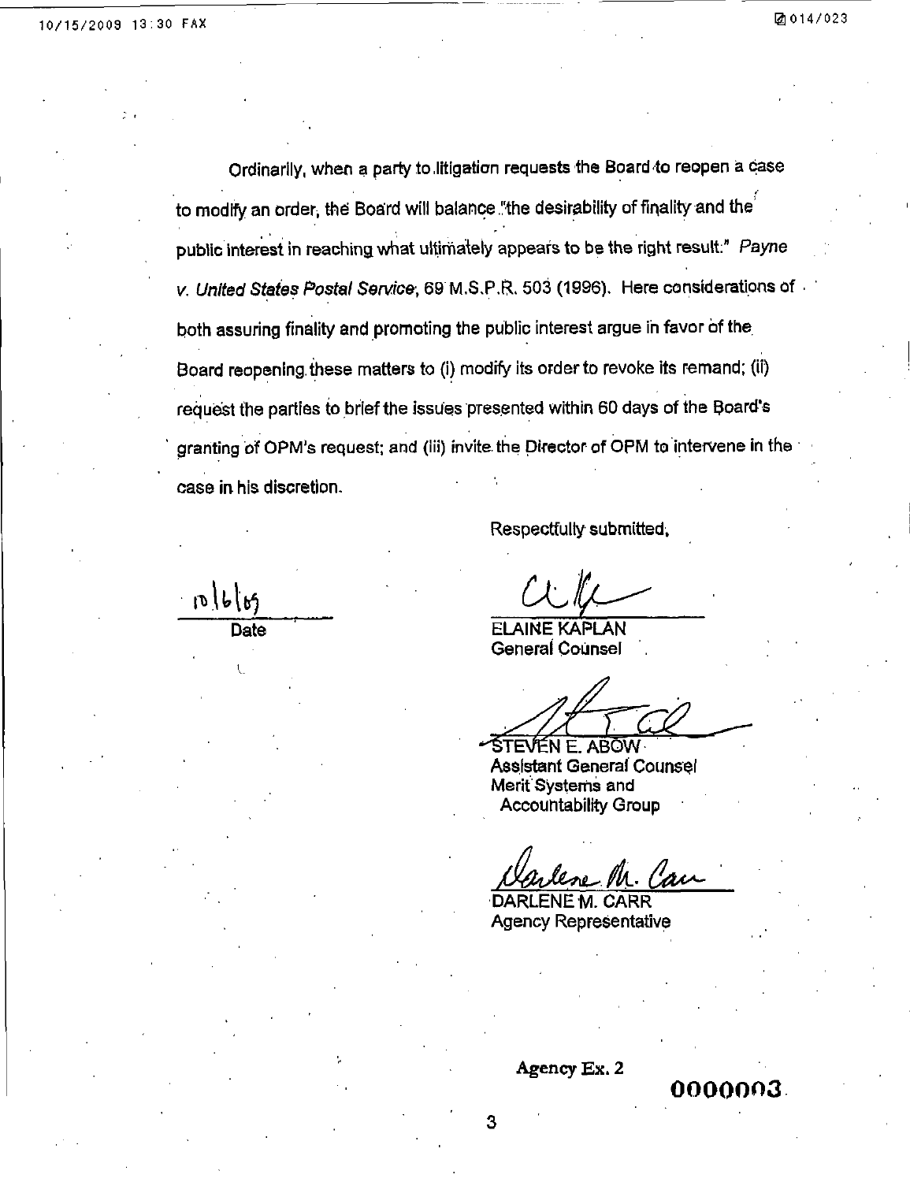Ordinarily, when a party to litigation requests the Board to reopen a case to modify an order, the Board will balance "the desirability of finality and the public interest in reaching what ultimately appears to be the right result." *Payne v. United States Postal Service*, 69 M.S.P.R. 503 (1996). Here considerations of both assuring finality and promoting the public interest argue in favor of the Board reopening these matters to (i) modify its order to revoke its remand; (ii) request the parties to brief the issues presented within 60 days of the Board's granting of OPM's request; and (iii) invite the Director of OPM to intervene in the case in his discretion.

Respectfully submitted,

10/6/09
Date

ELAINE KAPLAN
General Counsel

STEVEN E. ABOW
Assistant General Counsel
Merit Systems and
Accountability Group

DARLENE M. CARR
Agency Representative

Agency Ex. 2

0000003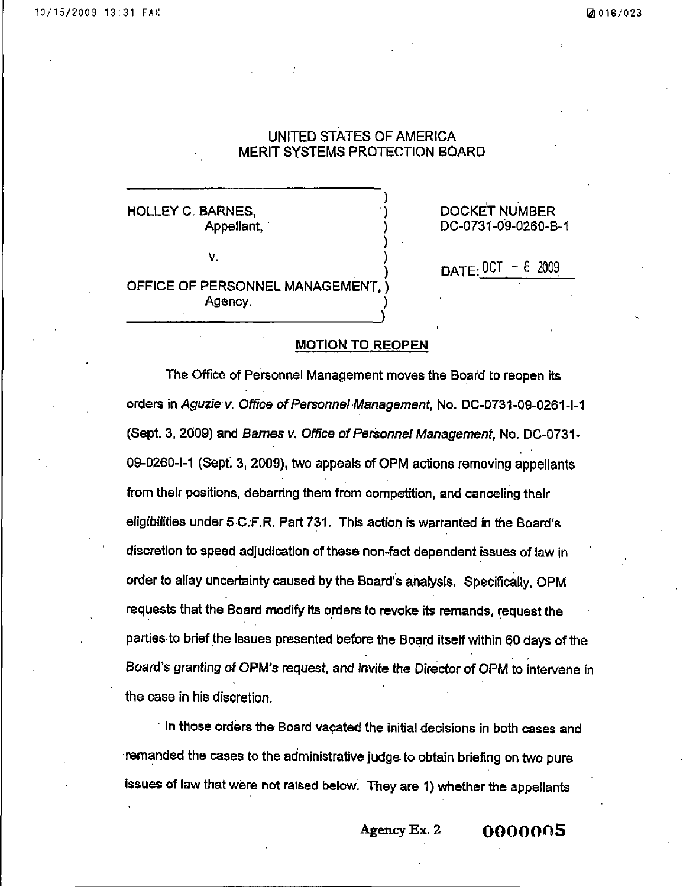# UNITED STATES OF AMERICA
# MERIT SYSTEMS PROTECTION BOARD

| | |
|---|---|
| HOLLEY C. BARNES,<br>Appellant,<br><br>v.<br><br>OFFICE OF PERSONNEL MANAGEMENT,<br>Agency. | DOCKET NUMBER<br>DC-0731-09-0260-B-1<br><br>DATE: OCT - 6 2009 |

## MOTION TO REOPEN

The Office of Personnel Management moves the Board to reopen its orders in *Aguzie v. Office of Personnel Management*, No. DC-0731-09-0261-I-1 (Sept. 3, 2009) and *Barnes v. Office of Personnel Management*, No. DC-0731-09-0260-I-1 (Sept. 3, 2009), two appeals of OPM actions removing appellants from their positions, debarring them from competition, and canceling their eligibilities under 5 C.F.R. Part 731. This action is warranted in the Board's discretion to speed adjudication of these non-fact dependent issues of law in order to allay uncertainty caused by the Board's analysis. Specifically, OPM requests that the Board modify its orders to revoke its remands, request the parties to brief the issues presented before the Board itself within 60 days of the Board's granting of OPM's request, and invite the Director of OPM to intervene in the case in his discretion.

In those orders the Board vacated the initial decisions in both cases and remanded the cases to the administrative judge to obtain briefing on two pure issues of law that were not raised below. They are 1) whether the appellants

Agency Ex. 2 0000005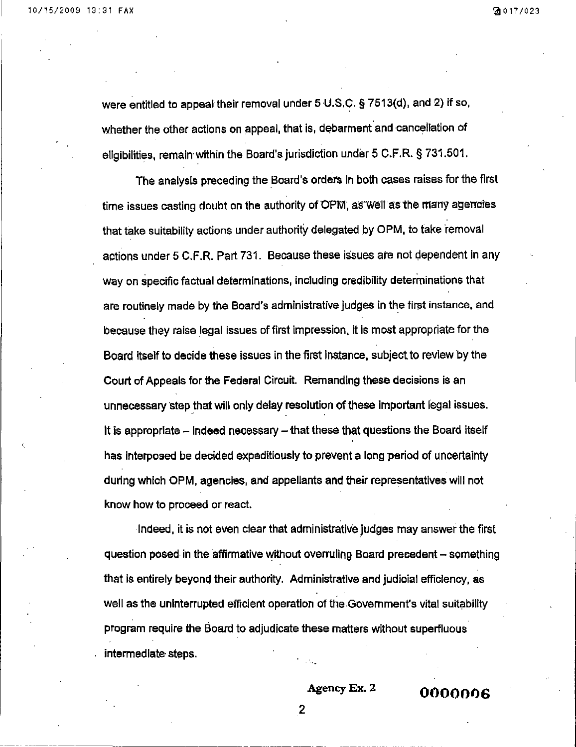were entitled to appeal their removal under 5 U.S.C. § 7513(d), and 2) if so, whether the other actions on appeal, that is, debarment and cancellation of eligibilities, remain within the Board's jurisdiction under 5 C.F.R. § 731.501.

The analysis preceding the Board's orders in both cases raises for the first time issues casting doubt on the authority of OPM, as well as the many agencies that take suitability actions under authority delegated by OPM, to take removal actions under 5 C.F.R. Part 731. Because these issues are not dependent in any way on specific factual determinations, including credibility determinations that are routinely made by the Board's administrative judges in the first instance, and because they raise legal issues of first impression, it is most appropriate for the Board itself to decide these issues in the first instance, subject to review by the Court of Appeals for the Federal Circuit. Remanding these decisions is an unnecessary step that will only delay resolution of these important legal issues. It is appropriate – indeed necessary – that these that questions the Board itself has interposed be decided expeditiously to prevent a long period of uncertainty during which OPM, agencies, and appellants and their representatives will not know how to proceed or react.

Indeed, it is not even clear that administrative judges may answer the first question posed in the affirmative without overruling Board precedent – something that is entirely beyond their authority. Administrative and judicial efficiency, as well as the uninterrupted efficient operation of the Government's vital suitability program require the Board to adjudicate these matters without superfluous intermediate steps.

Agency Ex. 2 0000006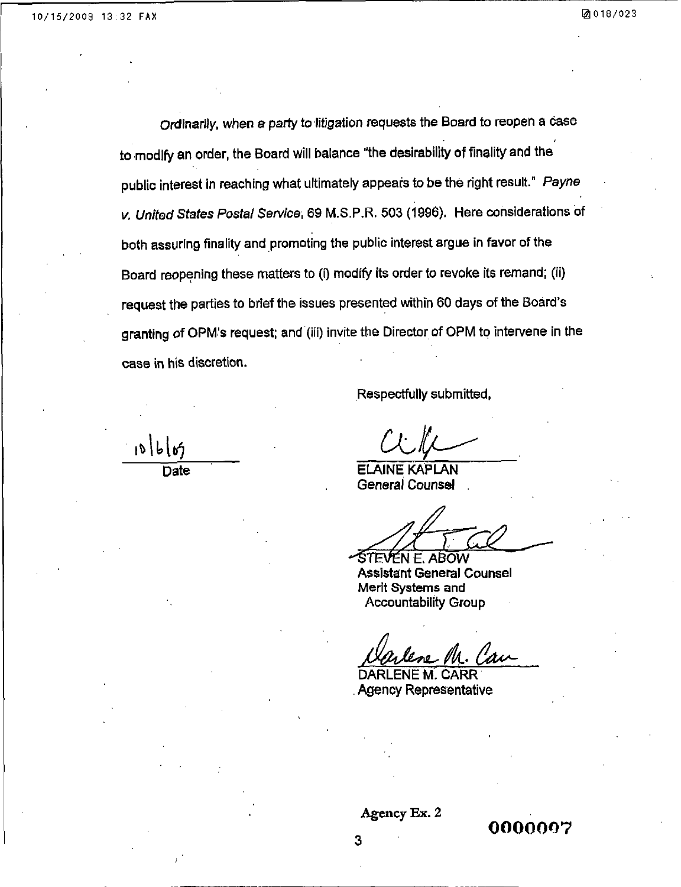Ordinarily, when a party to litigation requests the Board to reopen a case to modify an order, the Board will balance "the desirability of finality and the public interest in reaching what ultimately appears to be the right result." *Payne v. United States Postal Service*, 69 M.S.P.R. 503 (1996). Here considerations of both assuring finality and promoting the public interest argue in favor of the Board reopening these matters to (i) modify its order to revoke its remand; (ii) request the parties to brief the issues presented within 60 days of the Board's granting of OPM's request; and (iii) invite the Director of OPM to intervene in the case in his discretion.

Respectfully submitted,

10/6/09
Date

ELAINE KAPLAN
*General Counsel*

STEVEN E. ABOW
Assistant General Counsel
Merit Systems and
Accountability Group

DARLENE M. CARR
Agency Representative

Agency Ex. 2

0000007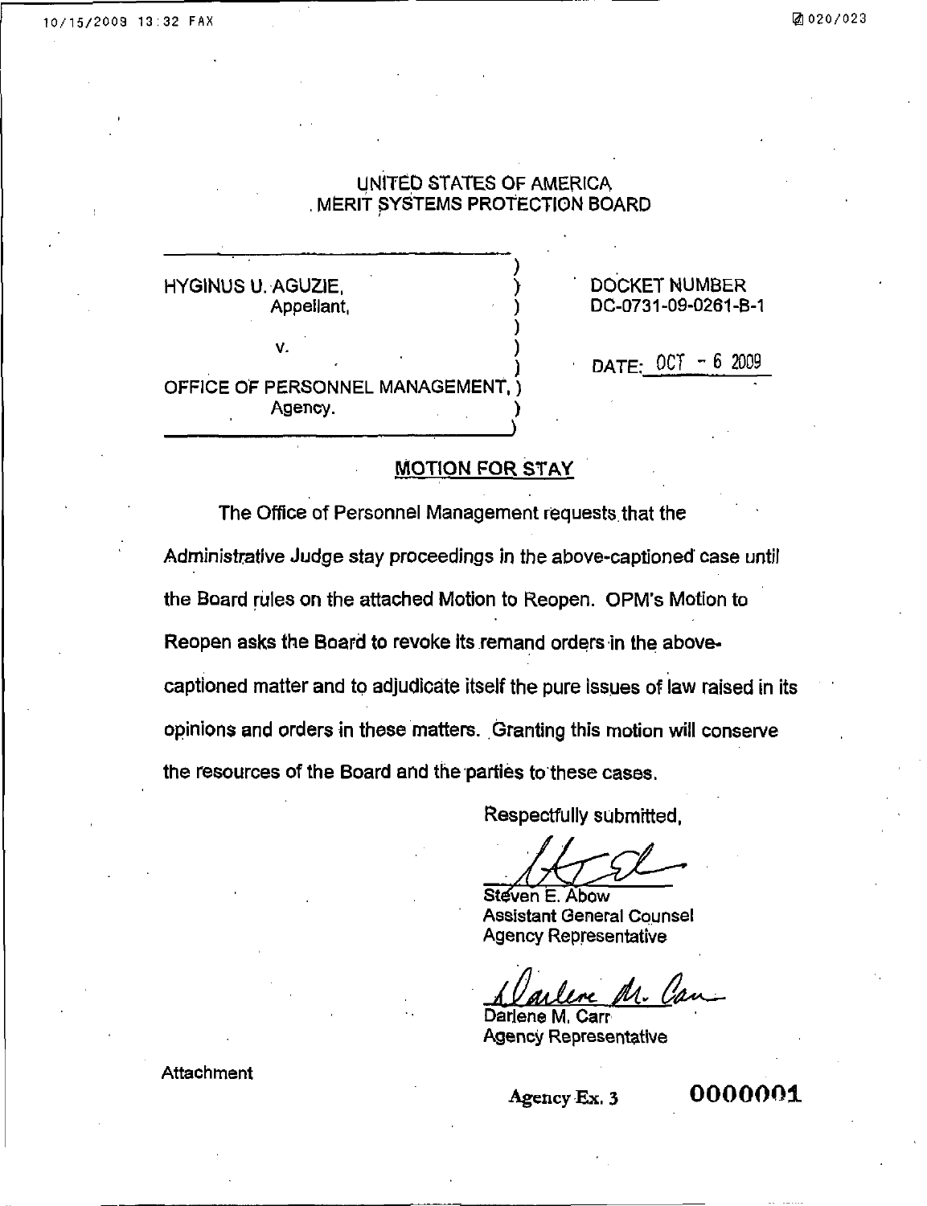UNITED STATES OF AMERICA
MERIT SYSTEMS PROTECTION BOARD

| | |
|---|---|
| HYGINUS U. AGUZIE, Appellant, v. OFFICE OF PERSONNEL MANAGEMENT, Agency. | DOCKET NUMBER DC-0731-09-0261-B-1 DATE: OCT - 6 2009 |

## MOTION FOR STAY

The Office of Personnel Management requests that the Administrative Judge stay proceedings in the above-captioned case until the Board rules on the attached Motion to Reopen. OPM's Motion to Reopen asks the Board to revoke its remand orders in the above-captioned matter and to adjudicate itself the pure issues of law raised in its opinions and orders in these matters. Granting this motion will conserve the resources of the Board and the parties to these cases.

Respectfully submitted,

Steven E. Abow
Assistant General Counsel
Agency Representative

Darlene M. Carr
Agency Representative

Attachment

Agency Ex. 3 0000001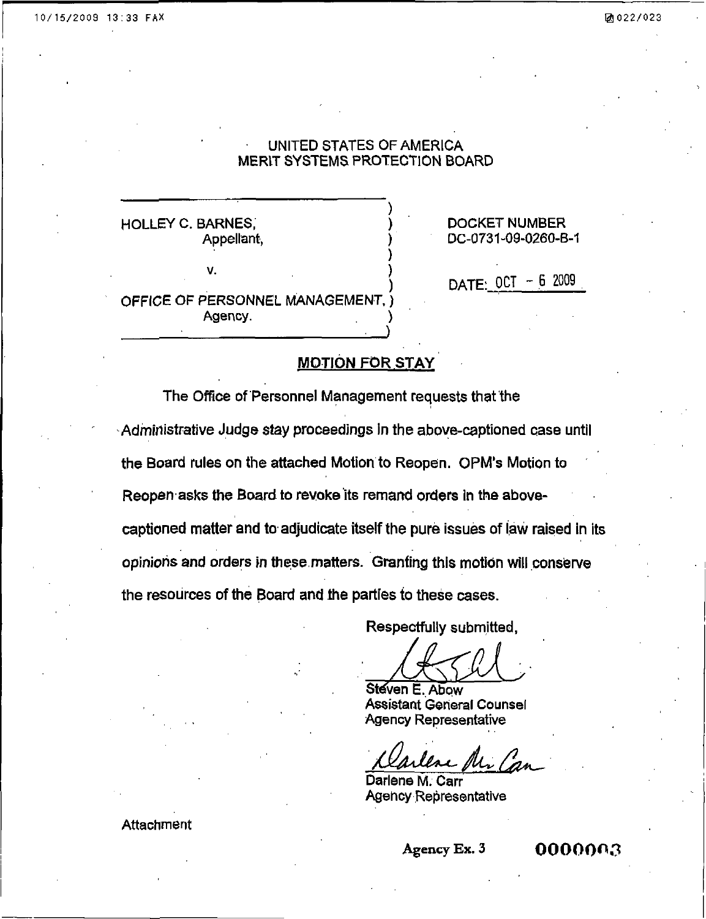UNITED STATES OF AMERICA
MERIT SYSTEMS PROTECTION BOARD

| | | |
|---|---|---|
| HOLLEY C. BARNES, Appellant, | ) | DOCKET NUMBER DC-0731-09-0260-B-1 |
| v. | ) | DATE: OCT - 6 2009 |
| OFFICE OF PERSONNEL MANAGEMENT, Agency. | ) | |

## MOTION FOR STAY

The Office of Personnel Management requests that the Administrative Judge stay proceedings in the above-captioned case until the Board rules on the attached Motion to Reopen. OPM's Motion to Reopen asks the Board to revoke its remand orders in the above-captioned matter and to adjudicate itself the pure issues of law raised in its opinions and orders in these matters. Granting this motion will conserve the resources of the Board and the parties to these cases.

Respectfully submitted,

Steven E. Abow
Assistant General Counsel
Agency Representative

Darlene M. Carr
Agency Representative

Attachment

Agency Ex. 3 0000003